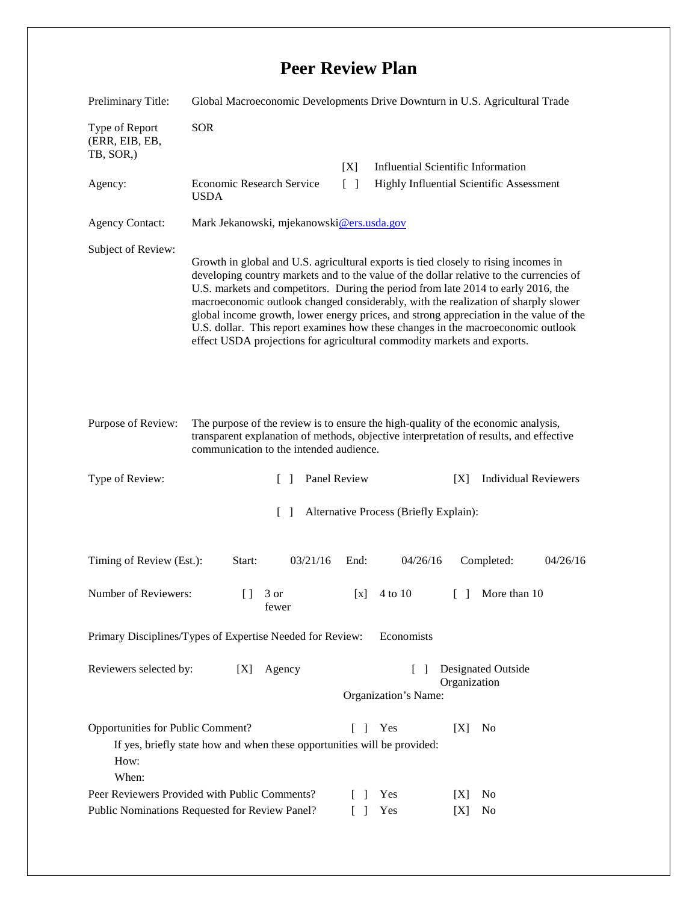# Peer Review Plan

Preliminary Title: Global Macroeconomic Developments Drive Downturn in U.S. Agricultural Trade

Type of Report (ERR, EIB, EB, TB, SOR,): SOR

[X] Influential Scientific Information

Agency: Economic Research Service USDA

[ ] Highly Influential Scientific Assessment

Agency Contact: Mark Jekanowski, mjekanowski@ers.usda.gov

Subject of Review:

Growth in global and U.S. agricultural exports is tied closely to rising incomes in developing country markets and to the value of the dollar relative to the currencies of U.S. markets and competitors. During the period from late 2014 to early 2016, the macroeconomic outlook changed considerably, with the realization of sharply slower global income growth, lower energy prices, and strong appreciation in the value of the U.S. dollar. This report examines how these changes in the macroeconomic outlook effect USDA projections for agricultural commodity markets and exports.

Purpose of Review: The purpose of the review is to ensure the high-quality of the economic analysis, transparent explanation of methods, objective interpretation of results, and effective communication to the intended audience.

Type of Review: [ ] Panel Review [X] Individual Reviewers

[ ] Alternative Process (Briefly Explain):

Timing of Review (Est.): Start: 03/21/16 End: 04/26/16 Completed: 04/26/16

Number of Reviewers: [] 3 or fewer [x] 4 to 10 [ ] More than 10

Primary Disciplines/Types of Expertise Needed for Review: Economists

Reviewers selected by: [X] Agency [ ] Designated Outside Organization

Organization's Name:

Opportunities for Public Comment? [ ] Yes [X] No

If yes, briefly state how and when these opportunities will be provided:

How:

When:

Peer Reviewers Provided with Public Comments? [ ] Yes [X] No

Public Nominations Requested for Review Panel? [ ] Yes [X] No